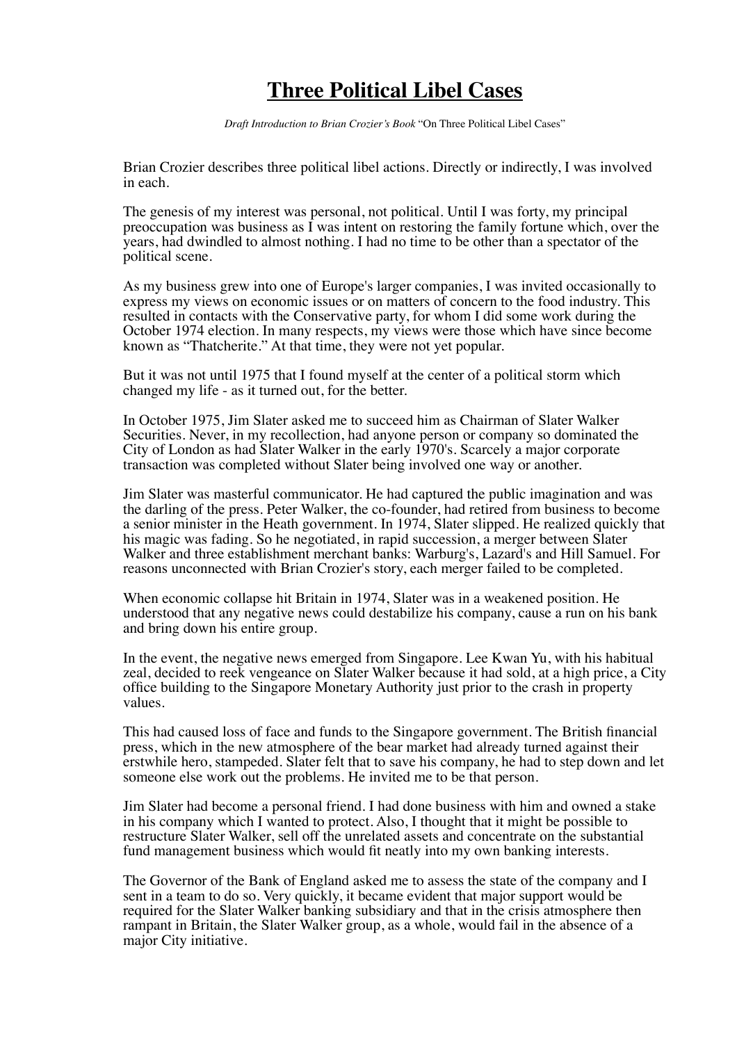# **Three Political Libel Cases**

*Draft Introduction to Brian Crozier's Book* "On Three Political Libel Cases"

Brian Crozier describes three political libel actions. Directly or indirectly, I was involved in each.

The genesis of my interest was personal, not political. Until I was forty, my principal preoccupation was business as I was intent on restoring the family fortune which, over the years, had dwindled to almost nothing. I had no time to be other than a spectator of the political scene.

As my business grew into one of Europe's larger companies, I was invited occasionally to express my views on economic issues or on matters of concern to the food industry. This resulted in contacts with the Conservative party, for whom I did some work during the October 1974 election. In many respects, my views were those which have since become known as "Thatcherite." At that time, they were not yet popular.

But it was not until 1975 that I found myself at the center of a political storm which changed my life - as it turned out, for the better.

In October 1975, Jim Slater asked me to succeed him as Chairman of Slater Walker Securities. Never, in my recollection, had anyone person or company so dominated the City of London as had Slater Walker in the early 1970's. Scarcely a major corporate transaction was completed without Slater being involved one way or another.

Jim Slater was masterful communicator. He had captured the public imagination and was the darling of the press. Peter Walker, the co-founder, had retired from business to become a senior minister in the Heath government. In 1974, Slater slipped. He realized quickly that his magic was fading. So he negotiated, in rapid succession, a merger between Slater Walker and three establishment merchant banks: Warburg's, Lazard's and Hill Samuel. For reasons unconnected with Brian Crozier's story, each merger failed to be completed.

When economic collapse hit Britain in 1974, Slater was in a weakened position. He understood that any negative news could destabilize his company, cause a run on his bank and bring down his entire group.

In the event, the negative news emerged from Singapore. Lee Kwan Yu, with his habitual zeal, decided to reek vengeance on Slater Walker because it had sold, at a high price, a City office building to the Singapore Monetary Authority just prior to the crash in property values.

This had caused loss of face and funds to the Singapore government. The British financial press, which in the new atmosphere of the bear market had already turned against their erstwhile hero, stampeded. Slater felt that to save his company, he had to step down and let someone else work out the problems. He invited me to be that person.

Jim Slater had become a personal friend. I had done business with him and owned a stake in his company which I wanted to protect. Also, I thought that it might be possible to restructure Slater Walker, sell off the unrelated assets and concentrate on the substantial fund management business which would fit neatly into my own banking interests.

The Governor of the Bank of England asked me to assess the state of the company and I sent in a team to do so. Very quickly, it became evident that major support would be required for the Slater Walker banking subsidiary and that in the crisis atmosphere then rampant in Britain, the Slater Walker group, as a whole, would fail in the absence of a major City initiative.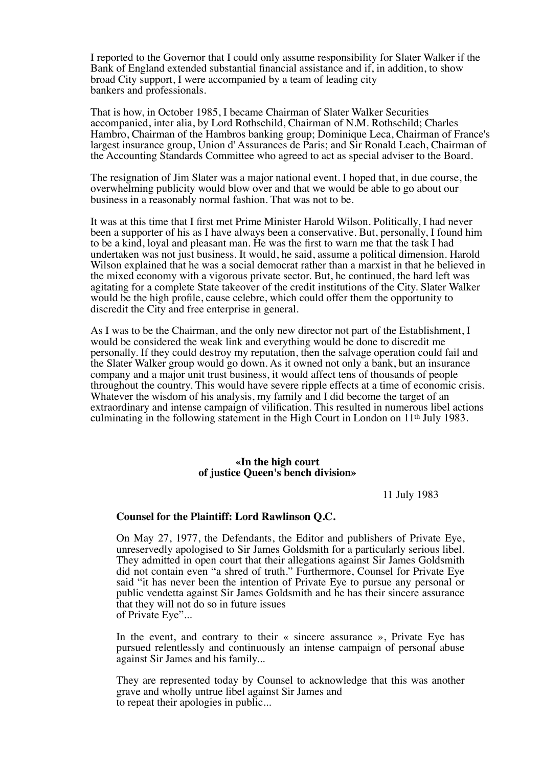I reported to the Governor that I could only assume responsibility for Slater Walker if the Bank of England extended substantial financial assistance and if, in addition, to show broad City support, I were accompanied by a team of leading city bankers and professionals.

That is how, in October 1985, I became Chairman of Slater Walker Securities accompanied, inter alia, by Lord Rothschild, Chairman of N.M. Rothschild; Charles Hambro, Chairman of the Hambros banking group; Dominique Leca, Chairman of France's largest insurance group, Union d' Assurances de Paris; and Sir Ronald Leach, Chairman of the Accounting Standards Committee who agreed to act as special adviser to the Board.

The resignation of Jim Slater was a major national event. I hoped that, in due course, the overwhelming publicity would blow over and that we would be able to go about our business in a reasonably normal fashion. That was not to be.

It was at this time that I first met Prime Minister Harold Wilson. Politically, I had never been a supporter of his as I have always been a conservative. But, personally, I found him to be a kind, loyal and pleasant man. He was the first to warn me that the task I had undertaken was not just business. It would, he said, assume a political dimension. Harold Wilson explained that he was a social democrat rather than a marxist in that he believed in the mixed economy with a vigorous private sector. But, he continued, the hard left was agitating for a complete State takeover of the credit institutions of the City. Slater Walker would be the high profile, cause celebre, which could offer them the opportunity to discredit the City and free enterprise in general.

As I was to be the Chairman, and the only new director not part of the Establishment, I would be considered the weak link and everything would be done to discredit me personally. If they could destroy my reputation, then the salvage operation could fail and the Slater Walker group would go down. As it owned not only a bank, but an insurance company and a major unit trust business, it would affect tens of thousands of people throughout the country. This would have severe ripple effects at a time of economic crisis. Whatever the wisdom of his analysis, my family and I did become the target of an extraordinary and intense campaign of vilification. This resulted in numerous libel actions culminating in the following statement in the High Court in London on 11th July 1983.

**«In the high court of justice Queen's bench division»**

11 July 1983

**Counsel for the Plaintiff: Lord Rawlinson Q.C.**

On May 27, 1977, the Defendants, the Editor and publishers of Private Eye, unreservedly apologised to Sir James Goldsmith for a particularly serious libel. They admitted in open court that their allegations against Sir James Goldsmith did not contain even "a shred of truth." Furthermore, Counsel for Private Eye said "it has never been the intention of Private Eye to pursue any personal or public vendetta against Sir James Goldsmith and he has their sincere assurance that they will not do so in future issues of Private Eye"...

In the event, and contrary to their « sincere assurance », Private Eye has pursued relentlessly and continuously an intense campaign of personal abuse against Sir James and his family...

They are represented today by Counsel to acknowledge that this was another grave and wholly untrue libel against Sir James and to repeat their apologies in public...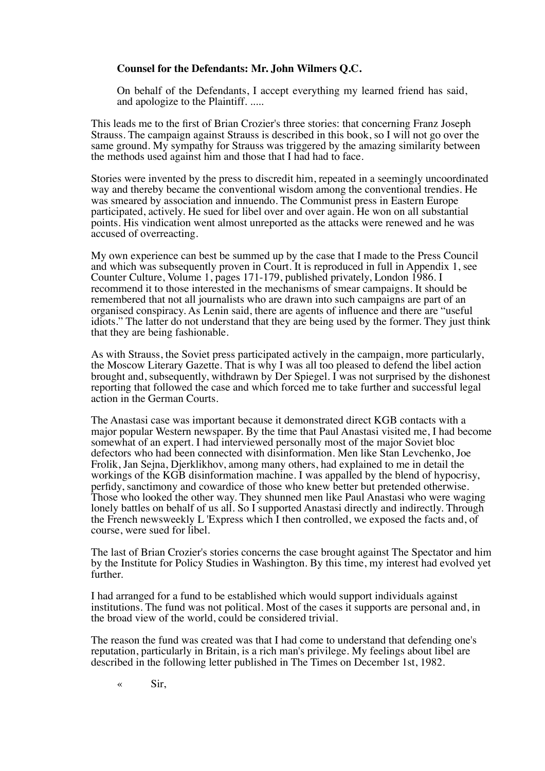**Counsel for the Defendants: Mr. John Wilmers Q.C.**

> On behalf of the Defendants, I accept everything my learned friend has said, and apologize to the Plaintiff. .....

This leads me to the first of Brian Crozier's three stories: that concerning Franz Joseph Strauss. The campaign against Strauss is described in this book, so I will not go over the same ground. My sympathy for Strauss was triggered by the amazing similarity between the methods used against him and those that I had had to face.

Stories were invented by the press to discredit him, repeated in a seemingly uncoordinated way and thereby became the conventional wisdom among the conventional trendies. He was smeared by association and innuendo. The Communist press in Eastern Europe participated, actively. He sued for libel over and over again. He won on all substantial points. His vindication went almost unreported as the attacks were renewed and he was accused of overreacting.

My own experience can best be summed up by the case that I made to the Press Council and which was subsequently proven in Court. It is reproduced in full in Appendix 1, see Counter Culture, Volume 1, pages 171-179, published privately, London 1986. I recommend it to those interested in the mechanisms of smear campaigns. It should be remembered that not all journalists who are drawn into such campaigns are part of an organised conspiracy. As Lenin said, there are agents of influence and there are "useful idiots." The latter do not understand that they are being used by the former. They just think that they are being fashionable.

As with Strauss, the Soviet press participated actively in the campaign, more particularly, the Moscow Literary Gazette. That is why I was all too pleased to defend the libel action brought and, subsequently, withdrawn by Der Spiegel. I was not surprised by the dishonest reporting that followed the case and which forced me to take further and successful legal action in the German Courts.

The Anastasi case was important because it demonstrated direct KGB contacts with a major popular Western newspaper. By the time that Paul Anastasi visited me, I had become somewhat of an expert. I had interviewed personally most of the major Soviet bloc defectors who had been connected with disinformation. Men like Stan Levchenko, Joe Frolik, Jan Sejna, Djerklikhov, among many others, had explained to me in detail the workings of the KGB disinformation machine. I was appalled by the blend of hypocrisy, perfidy, sanctimony and cowardice of those who knew better but pretended otherwise. Those who looked the other way. They shunned men like Paul Anastasi who were waging lonely battles on behalf of us all. So I supported Anastasi directly and indirectly. Through the French newsweekly L 'Express which I then controlled, we exposed the facts and, of course, were sued for libel.

The last of Brian Crozier's stories concerns the case brought against The Spectator and him by the Institute for Policy Studies in Washington. By this time, my interest had evolved yet further.

I had arranged for a fund to be established which would support individuals against institutions. The fund was not political. Most of the cases it supports are personal and, in the broad view of the world, could be considered trivial.

The reason the fund was created was that I had come to understand that defending one's reputation, particularly in Britain, is a rich man's privilege. My feelings about libel are described in the following letter published in The Times on December 1st, 1982.

> « Sir,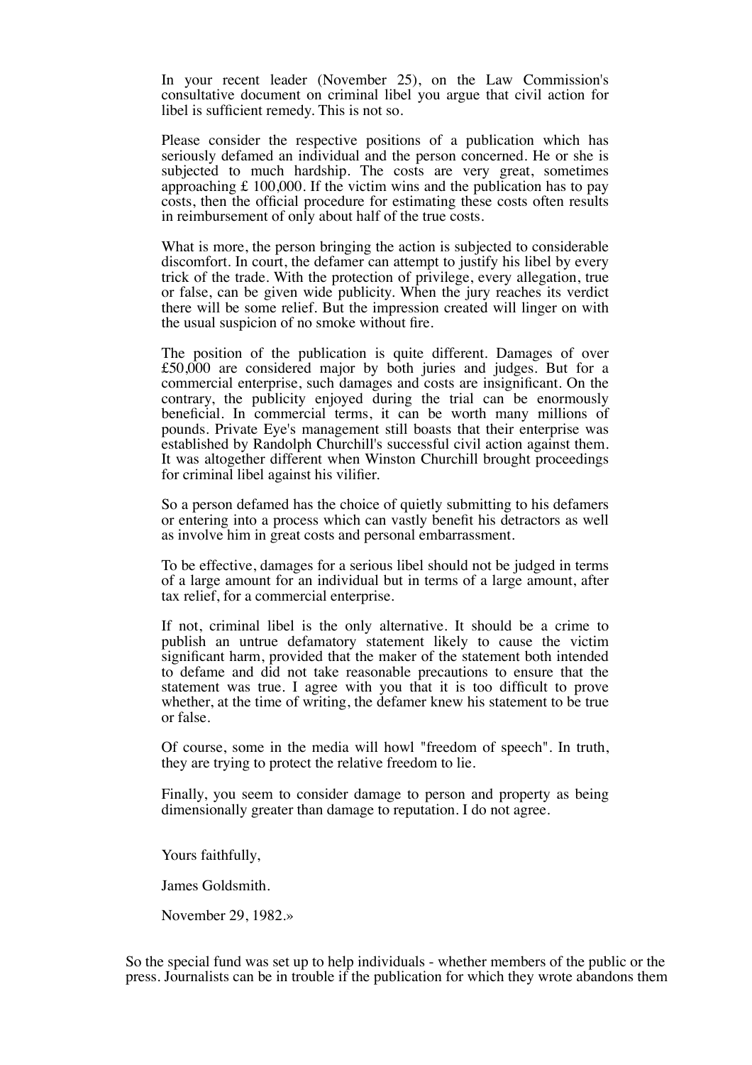In your recent leader (November 25), on the Law Commission's consultative document on criminal libel you argue that civil action for libel is sufficient remedy. This is not so.

Please consider the respective positions of a publication which has seriously defamed an individual and the person concerned. He or she is subjected to much hardship. The costs are very great, sometimes approaching £ 100,000. If the victim wins and the publication has to pay costs, then the official procedure for estimating these costs often results in reimbursement of only about half of the true costs.

What is more, the person bringing the action is subjected to considerable discomfort. In court, the defamer can attempt to justify his libel by every trick of the trade. With the protection of privilege, every allegation, true or false, can be given wide publicity. When the jury reaches its verdict there will be some relief. But the impression created will linger on with the usual suspicion of no smoke without fire.

The position of the publication is quite different. Damages of over £50,000 are considered major by both juries and judges. But for a commercial enterprise, such damages and costs are insignificant. On the contrary, the publicity enjoyed during the trial can be enormously beneficial. In commercial terms, it can be worth many millions of pounds. Private Eye's management still boasts that their enterprise was established by Randolph Churchill's successful civil action against them. It was altogether different when Winston Churchill brought proceedings for criminal libel against his vilifier.

So a person defamed has the choice of quietly submitting to his defamers or entering into a process which can vastly benefit his detractors as well as involve him in great costs and personal embarrassment.

To be effective, damages for a serious libel should not be judged in terms of a large amount for an individual but in terms of a large amount, after tax relief, for a commercial enterprise.

If not, criminal libel is the only alternative. It should be a crime to publish an untrue defamatory statement likely to cause the victim significant harm, provided that the maker of the statement both intended to defame and did not take reasonable precautions to ensure that the statement was true. I agree with you that it is too difficult to prove whether, at the time of writing, the defamer knew his statement to be true or false.

Of course, some in the media will howl "freedom of speech". In truth, they are trying to protect the relative freedom to lie.

Finally, you seem to consider damage to person and property as being dimensionally greater than damage to reputation. I do not agree.

Yours faithfully,

James Goldsmith.

November 29, 1982.»

So the special fund was set up to help individuals - whether members of the public or the press. Journalists can be in trouble if the publication for which they wrote abandons them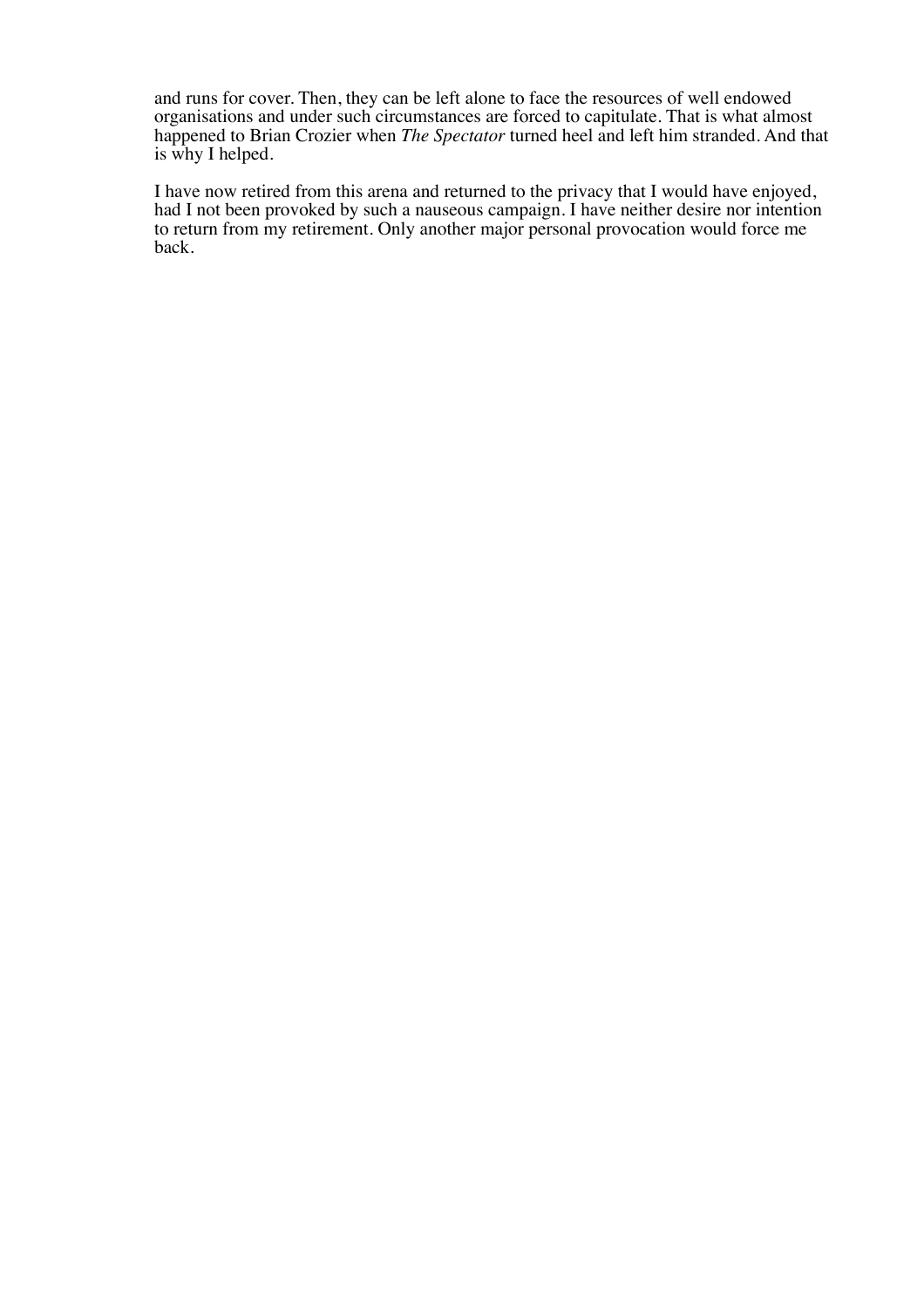and runs for cover. Then, they can be left alone to face the resources of well endowed organisations and under such circumstances are forced to capitulate. That is what almost happened to Brian Crozier when *The Spectator* turned heel and left him stranded. And that is why I helped.

I have now retired from this arena and returned to the privacy that I would have enjoyed, had I not been provoked by such a nauseous campaign. I have neither desire nor intention to return from my retirement. Only another major personal provocation would force me back.